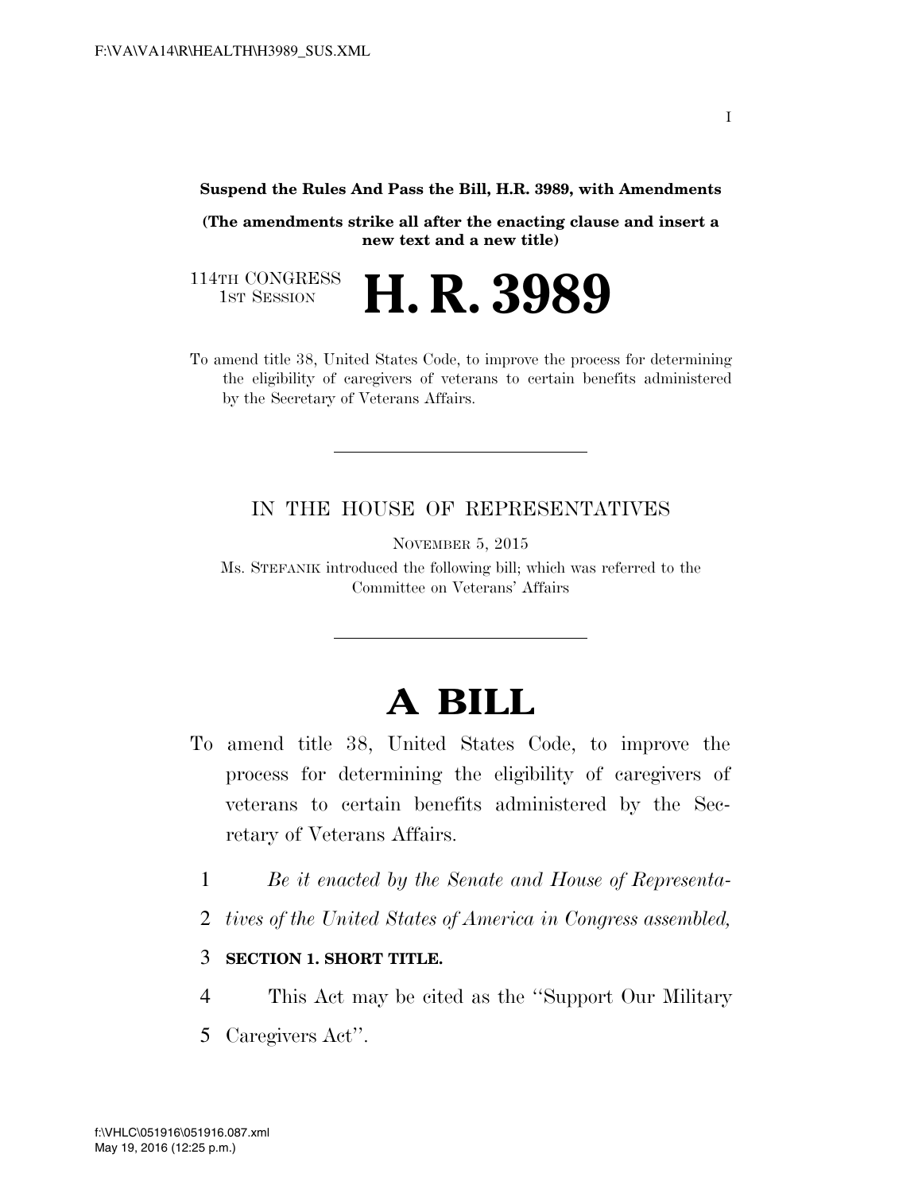**Suspend the Rules And Pass the Bill, H.R. 3989, with Amendments**

**(The amendments strike all after the enacting clause and insert a new text and a new title)**

114TH CONGRESS
1ST SESSION

# H. R. 3989

To amend title 38, United States Code, to improve the process for determining the eligibility of caregivers of veterans to certain benefits administered by the Secretary of Veterans Affairs.

IN THE HOUSE OF REPRESENTATIVES

NOVEMBER 5, 2015

Ms. STEFANIK introduced the following bill; which was referred to the Committee on Veterans' Affairs

# A BILL

To amend title 38, United States Code, to improve the process for determining the eligibility of caregivers of veterans to certain benefits administered by the Secretary of Veterans Affairs.

1 *Be it enacted by the Senate and House of Representa-*
2 *tives of the United States of America in Congress assembled,*

3 **SECTION 1. SHORT TITLE.**

4 This Act may be cited as the ''Support Our Military
5 Caregivers Act''.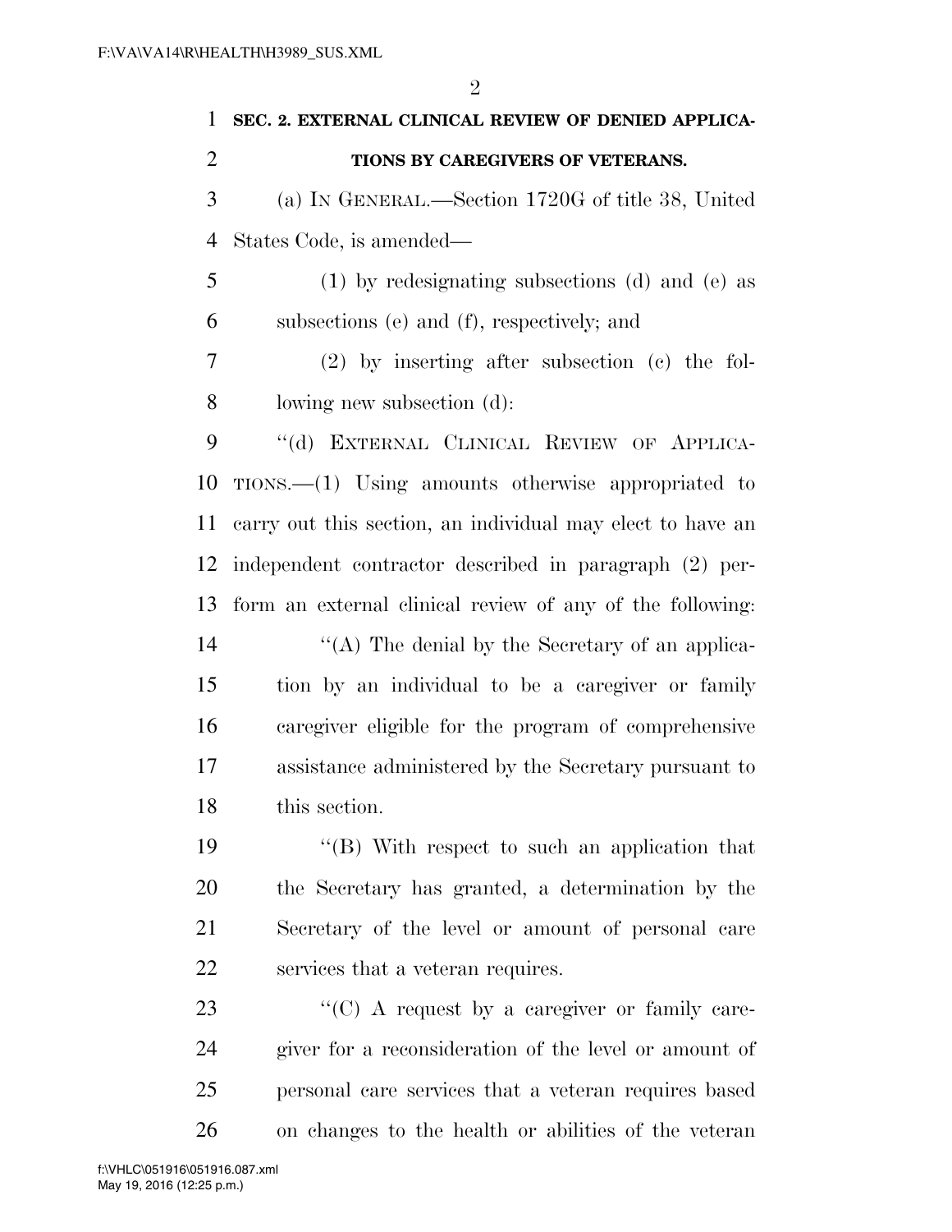**SEC. 2. EXTERNAL CLINICAL REVIEW OF DENIED APPLICATIONS BY CAREGIVERS OF VETERANS.**

(a) IN GENERAL.—Section 1720G of title 38, United States Code, is amended—

(1) by redesignating subsections (d) and (e) as subsections (e) and (f), respectively; and

(2) by inserting after subsection (c) the following new subsection (d):

"(d) EXTERNAL CLINICAL REVIEW OF APPLICATIONS.—(1) Using amounts otherwise appropriated to carry out this section, an individual may elect to have an independent contractor described in paragraph (2) perform an external clinical review of any of the following:

"(A) The denial by the Secretary of an application by an individual to be a caregiver or family caregiver eligible for the program of comprehensive assistance administered by the Secretary pursuant to this section.

"(B) With respect to such an application that the Secretary has granted, a determination by the Secretary of the level or amount of personal care services that a veteran requires.

"(C) A request by a caregiver or family caregiver for a reconsideration of the level or amount of personal care services that a veteran requires based on changes to the health or abilities of the veteran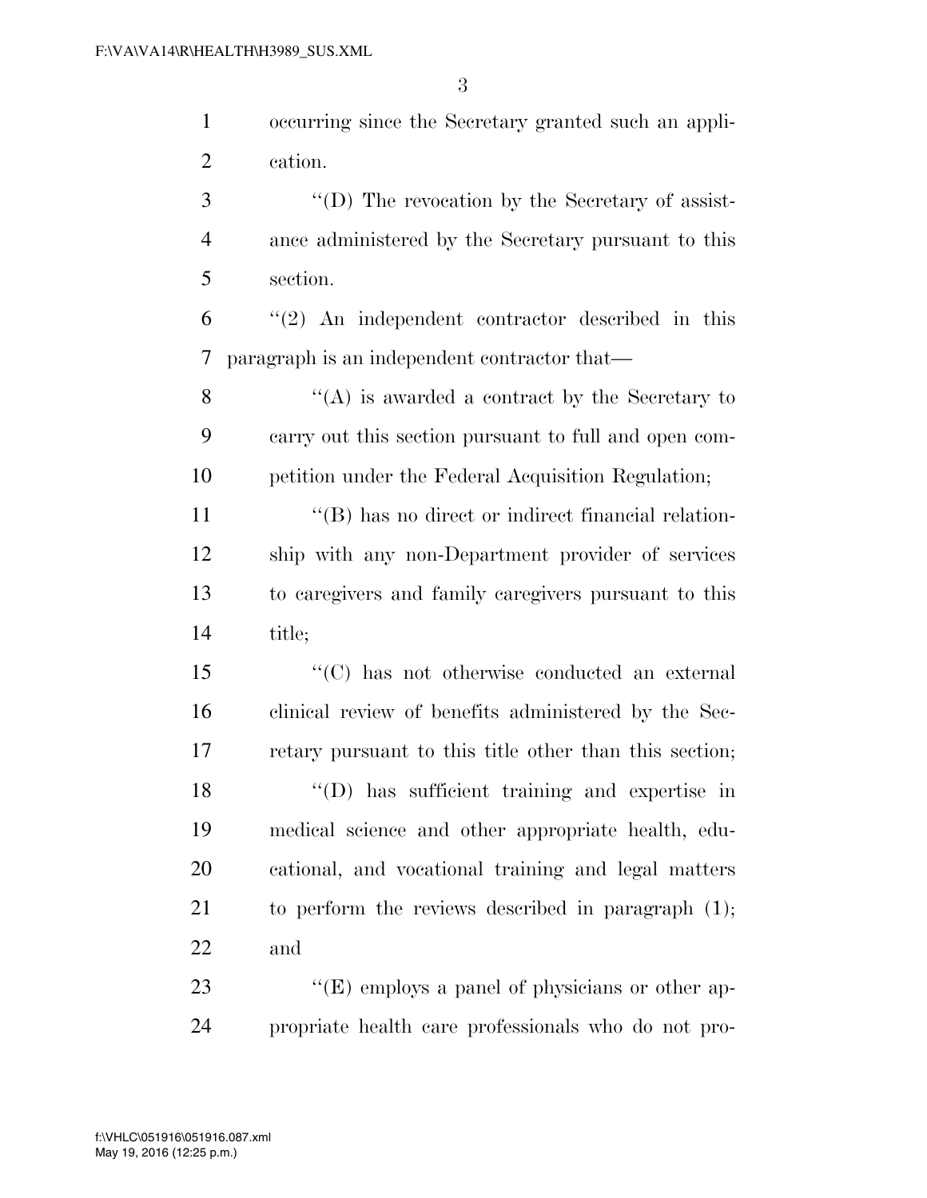occurring since the Secretary granted such an application.

"(D) The revocation by the Secretary of assistance administered by the Secretary pursuant to this section.

"(2) An independent contractor described in this paragraph is an independent contractor that—

"(A) is awarded a contract by the Secretary to carry out this section pursuant to full and open competition under the Federal Acquisition Regulation;

"(B) has no direct or indirect financial relationship with any non-Department provider of services to caregivers and family caregivers pursuant to this title;

"(C) has not otherwise conducted an external clinical review of benefits administered by the Secretary pursuant to this title other than this section;

"(D) has sufficient training and expertise in medical science and other appropriate health, educational, and vocational training and legal matters to perform the reviews described in paragraph (1); and

"(E) employs a panel of physicians or other appropriate health care professionals who do not pro-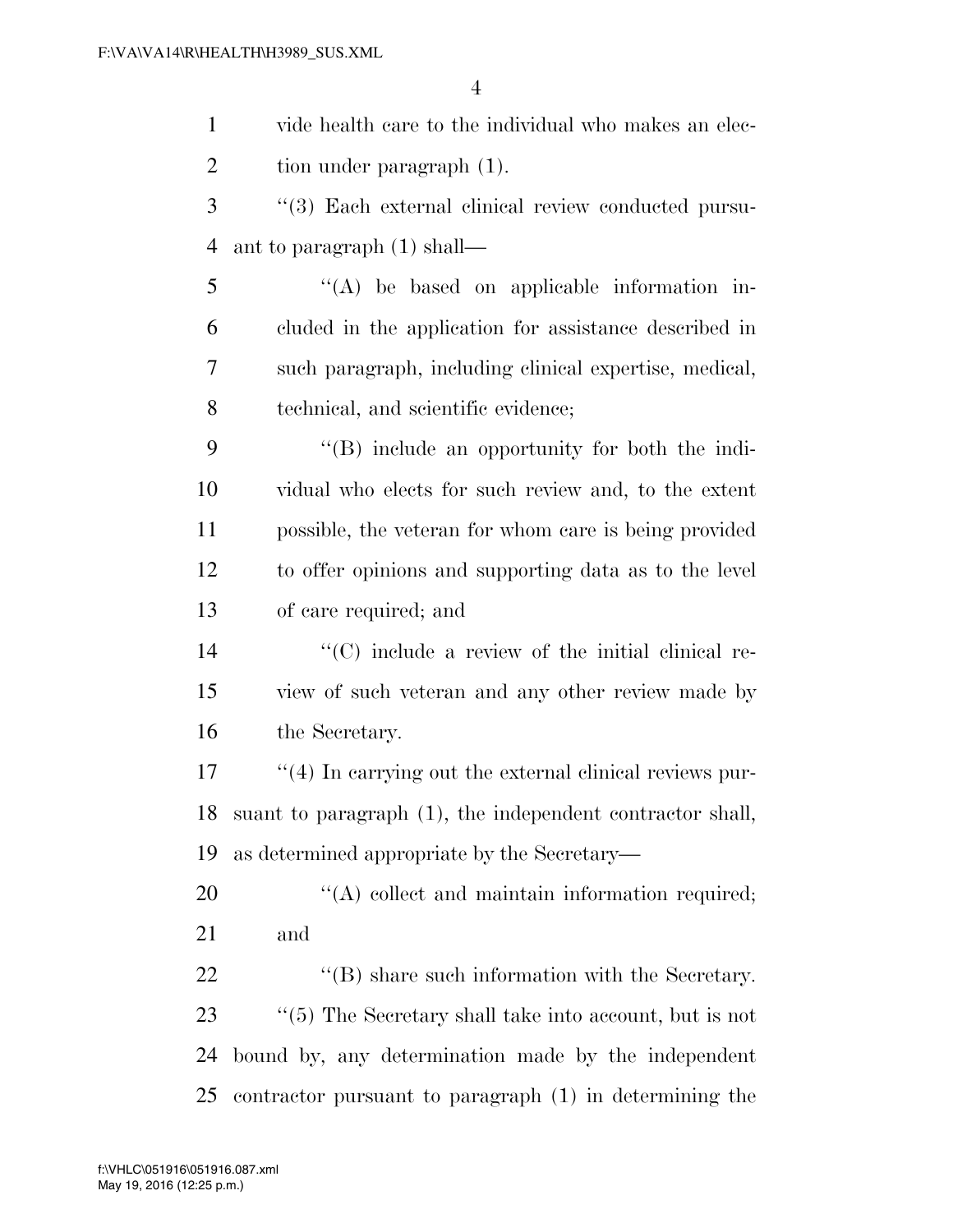vide health care to the individual who makes an election under paragraph (1).

"(3) Each external clinical review conducted pursuant to paragraph (1) shall—

"(A) be based on applicable information included in the application for assistance described in such paragraph, including clinical expertise, medical, technical, and scientific evidence;

"(B) include an opportunity for both the individual who elects for such review and, to the extent possible, the veteran for whom care is being provided to offer opinions and supporting data as to the level of care required; and

"(C) include a review of the initial clinical review of such veteran and any other review made by the Secretary.

"(4) In carrying out the external clinical reviews pursuant to paragraph (1), the independent contractor shall, as determined appropriate by the Secretary—

"(A) collect and maintain information required; and

"(B) share such information with the Secretary.

"(5) The Secretary shall take into account, but is not bound by, any determination made by the independent contractor pursuant to paragraph (1) in determining the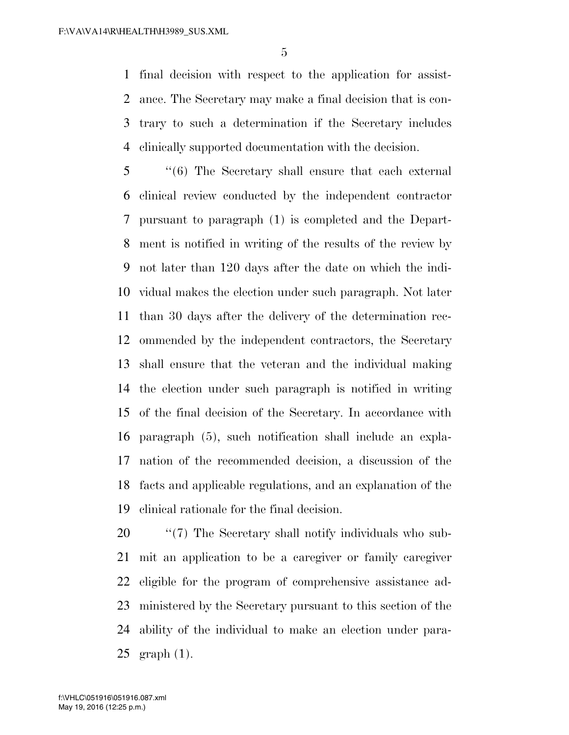final decision with respect to the application for assistance. The Secretary may make a final decision that is contrary to such a determination if the Secretary includes clinically supported documentation with the decision.

"(6) The Secretary shall ensure that each external clinical review conducted by the independent contractor pursuant to paragraph (1) is completed and the Department is notified in writing of the results of the review by not later than 120 days after the date on which the individual makes the election under such paragraph. Not later than 30 days after the delivery of the determination recommended by the independent contractors, the Secretary shall ensure that the veteran and the individual making the election under such paragraph is notified in writing of the final decision of the Secretary. In accordance with paragraph (5), such notification shall include an explanation of the recommended decision, a discussion of the facts and applicable regulations, and an explanation of the clinical rationale for the final decision.

"(7) The Secretary shall notify individuals who submit an application to be a caregiver or family caregiver eligible for the program of comprehensive assistance administered by the Secretary pursuant to this section of the ability of the individual to make an election under paragraph (1).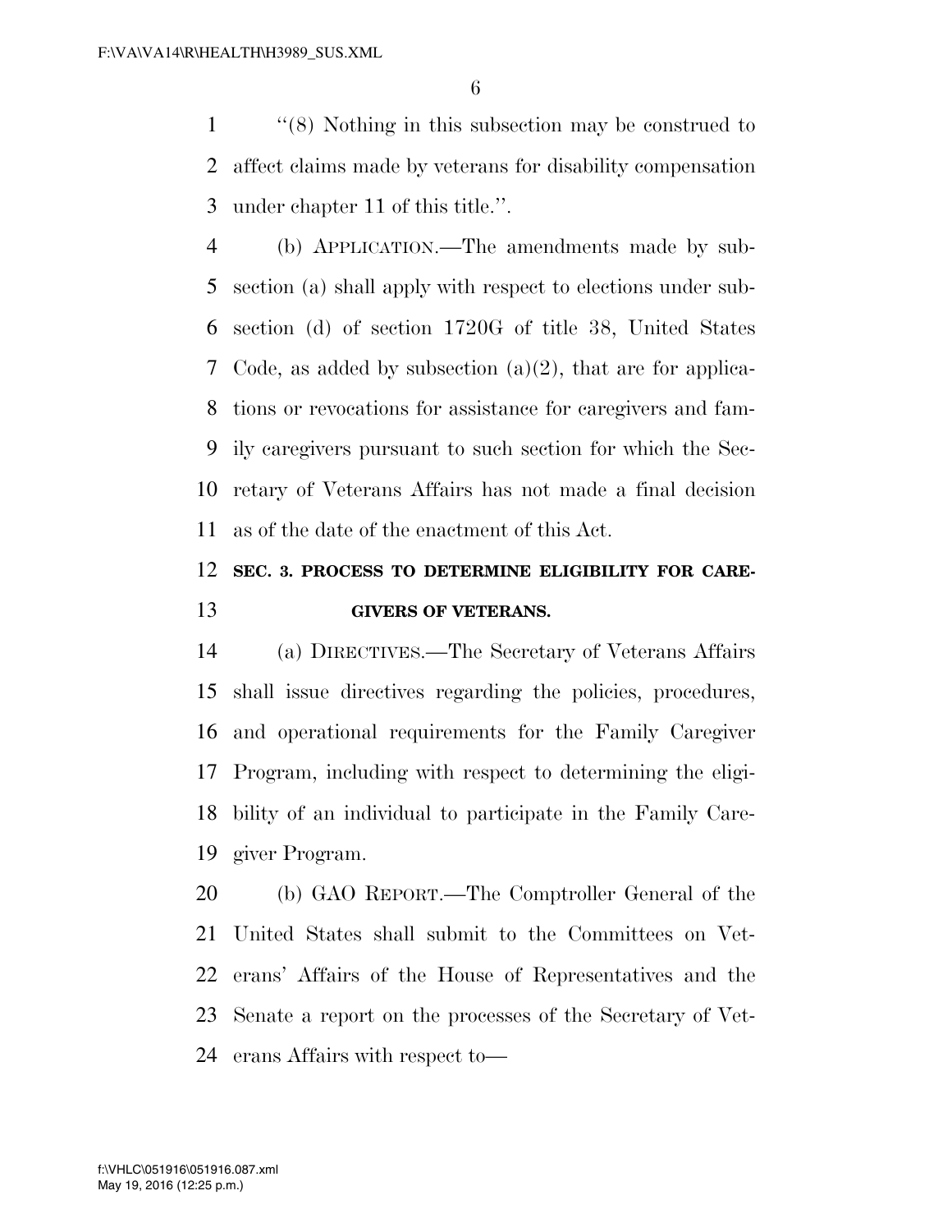"(8) Nothing in this subsection may be construed to affect claims made by veterans for disability compensation under chapter 11 of this title.".

(b) APPLICATION.—The amendments made by subsection (a) shall apply with respect to elections under subsection (d) of section 1720G of title 38, United States Code, as added by subsection (a)(2), that are for applications or revocations for assistance for caregivers and family caregivers pursuant to such section for which the Secretary of Veterans Affairs has not made a final decision as of the date of the enactment of this Act.

## SEC. 3. PROCESS TO DETERMINE ELIGIBILITY FOR CAREGIVERS OF VETERANS.

(a) DIRECTIVES.—The Secretary of Veterans Affairs shall issue directives regarding the policies, procedures, and operational requirements for the Family Caregiver Program, including with respect to determining the eligibility of an individual to participate in the Family Caregiver Program.

(b) GAO REPORT.—The Comptroller General of the United States shall submit to the Committees on Veterans' Affairs of the House of Representatives and the Senate a report on the processes of the Secretary of Veterans Affairs with respect to—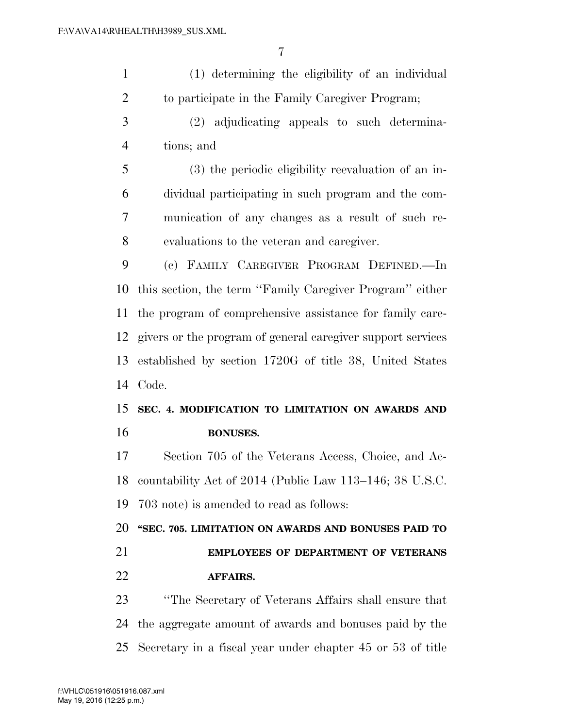(1) determining the eligibility of an individual to participate in the Family Caregiver Program;

(2) adjudicating appeals to such determinations; and

(3) the periodic eligibility reevaluation of an individual participating in such program and the communication of any changes as a result of such reevaluations to the veteran and caregiver.

(c) FAMILY CAREGIVER PROGRAM DEFINED.—In this section, the term ''Family Caregiver Program'' either the program of comprehensive assistance for family caregivers or the program of general caregiver support services established by section 1720G of title 38, United States Code.

**SEC. 4. MODIFICATION TO LIMITATION ON AWARDS AND BONUSES.**

Section 705 of the Veterans Access, Choice, and Accountability Act of 2014 (Public Law 113–146; 38 U.S.C. 703 note) is amended to read as follows:

**''SEC. 705. LIMITATION ON AWARDS AND BONUSES PAID TO EMPLOYEES OF DEPARTMENT OF VETERANS AFFAIRS.**

''The Secretary of Veterans Affairs shall ensure that the aggregate amount of awards and bonuses paid by the Secretary in a fiscal year under chapter 45 or 53 of title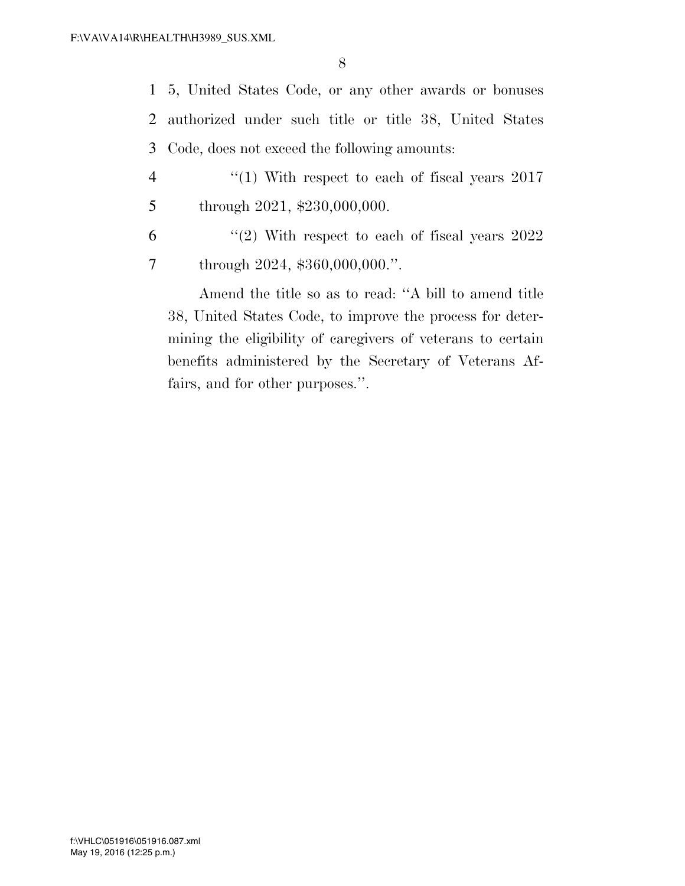5, United States Code, or any other awards or bonuses authorized under such title or title 38, United States Code, does not exceed the following amounts:

"(1) With respect to each of fiscal years 2017 through 2021, $230,000,000.

"(2) With respect to each of fiscal years 2022 through 2024, $360,000,000.".

Amend the title so as to read: "A bill to amend title 38, United States Code, to improve the process for determining the eligibility of caregivers of veterans to certain benefits administered by the Secretary of Veterans Affairs, and for other purposes.".